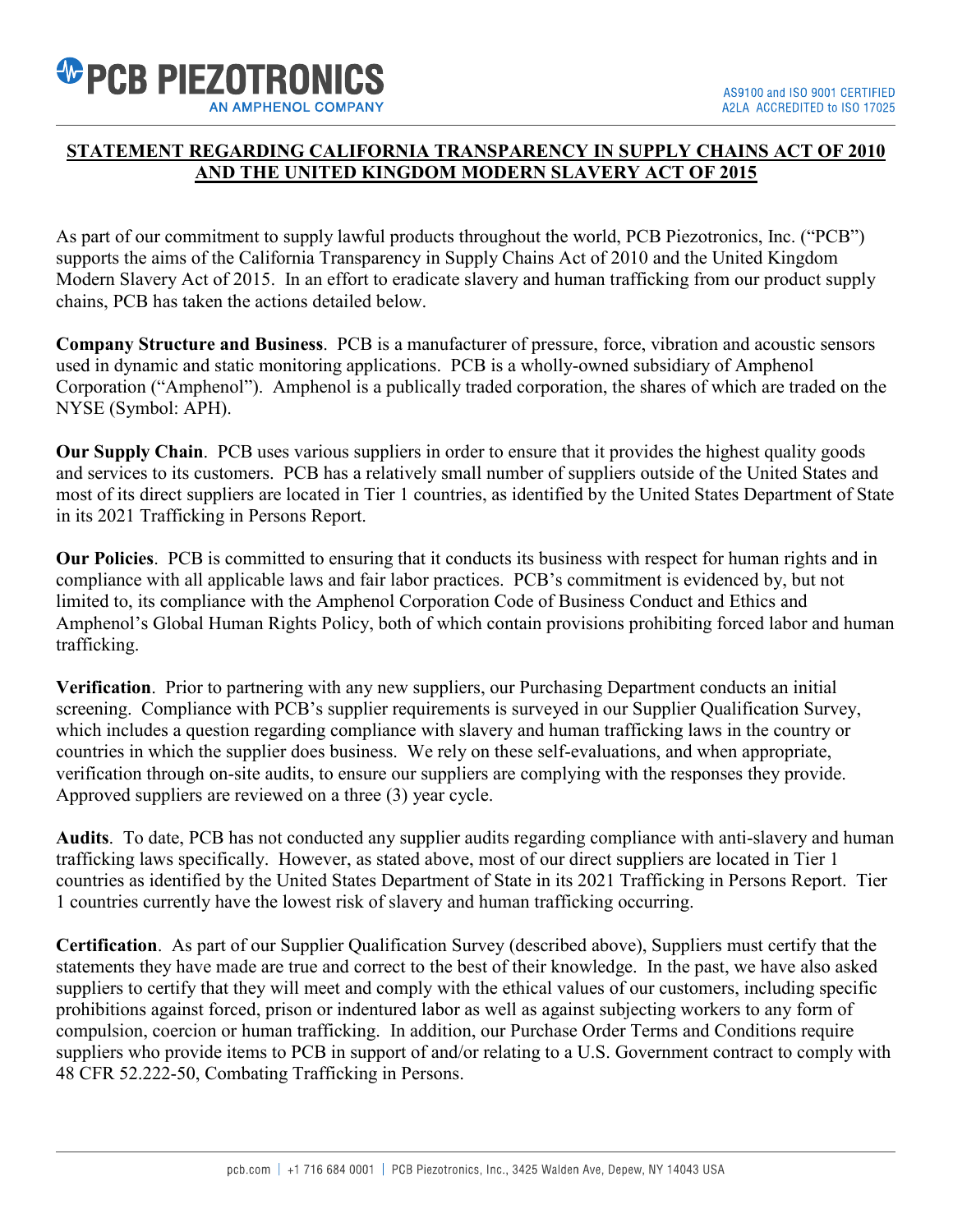# STATEMENT REGARDING CALIFORNIA TRANSPARENCY IN SUPPLY CHAINS ACT OF 2010 AND THE UNITED KINGDOM MODERN SLAVERY ACT OF 2015

As part of our commitment to supply lawful products throughout the world, PCB Piezotronics, Inc. ("PCB") supports the aims of the California Transparency in Supply Chains Act of 2010 and the United Kingdom Modern Slavery Act of 2015. In an effort to eradicate slavery and human trafficking from our product supply chains, PCB has taken the actions detailed below.

**Company Structure and Business**. PCB is a manufacturer of pressure, force, vibration and acoustic sensors used in dynamic and static monitoring applications. PCB is a wholly-owned subsidiary of Amphenol Corporation ("Amphenol"). Amphenol is a publically traded corporation, the shares of which are traded on the NYSE (Symbol: APH).

**Our Supply Chain**. PCB uses various suppliers in order to ensure that it provides the highest quality goods and services to its customers. PCB has a relatively small number of suppliers outside of the United States and most of its direct suppliers are located in Tier 1 countries, as identified by the United States Department of State in its 2021 Trafficking in Persons Report.

**Our Policies**. PCB is committed to ensuring that it conducts its business with respect for human rights and in compliance with all applicable laws and fair labor practices. PCB's commitment is evidenced by, but not limited to, its compliance with the Amphenol Corporation Code of Business Conduct and Ethics and Amphenol's Global Human Rights Policy, both of which contain provisions prohibiting forced labor and human trafficking.

**Verification**. Prior to partnering with any new suppliers, our Purchasing Department conducts an initial screening. Compliance with PCB's supplier requirements is surveyed in our Supplier Qualification Survey, which includes a question regarding compliance with slavery and human trafficking laws in the country or countries in which the supplier does business. We rely on these self-evaluations, and when appropriate, verification through on-site audits, to ensure our suppliers are complying with the responses they provide. Approved suppliers are reviewed on a three (3) year cycle.

**Audits**. To date, PCB has not conducted any supplier audits regarding compliance with anti-slavery and human trafficking laws specifically. However, as stated above, most of our direct suppliers are located in Tier 1 countries as identified by the United States Department of State in its 2021 Trafficking in Persons Report. Tier 1 countries currently have the lowest risk of slavery and human trafficking occurring.

**Certification**. As part of our Supplier Qualification Survey (described above), Suppliers must certify that the statements they have made are true and correct to the best of their knowledge. In the past, we have also asked suppliers to certify that they will meet and comply with the ethical values of our customers, including specific prohibitions against forced, prison or indentured labor as well as against subjecting workers to any form of compulsion, coercion or human trafficking. In addition, our Purchase Order Terms and Conditions require suppliers who provide items to PCB in support of and/or relating to a U.S. Government contract to comply with 48 CFR 52.222-50, Combating Trafficking in Persons.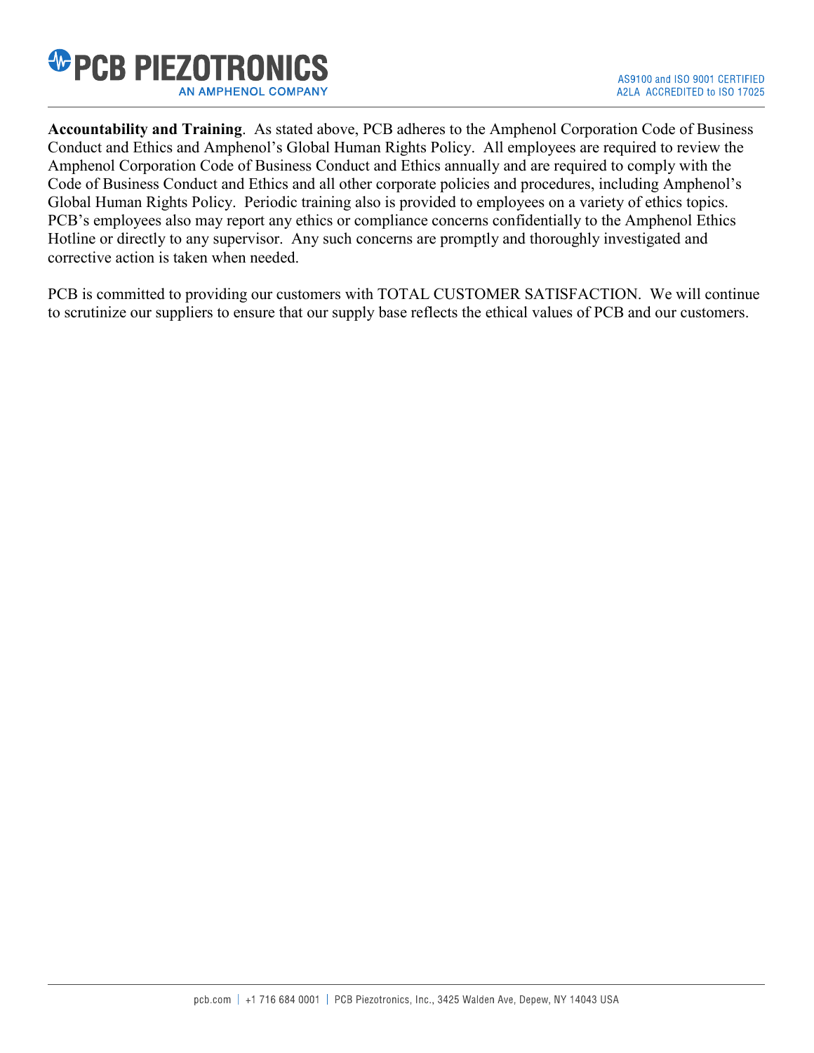**Accountability and Training**. As stated above, PCB adheres to the Amphenol Corporation Code of Business Conduct and Ethics and Amphenol's Global Human Rights Policy. All employees are required to review the Amphenol Corporation Code of Business Conduct and Ethics annually and are required to comply with the Code of Business Conduct and Ethics and all other corporate policies and procedures, including Amphenol's Global Human Rights Policy. Periodic training also is provided to employees on a variety of ethics topics. PCB's employees also may report any ethics or compliance concerns confidentially to the Amphenol Ethics Hotline or directly to any supervisor. Any such concerns are promptly and thoroughly investigated and corrective action is taken when needed.

PCB is committed to providing our customers with TOTAL CUSTOMER SATISFACTION. We will continue to scrutinize our suppliers to ensure that our supply base reflects the ethical values of PCB and our customers.